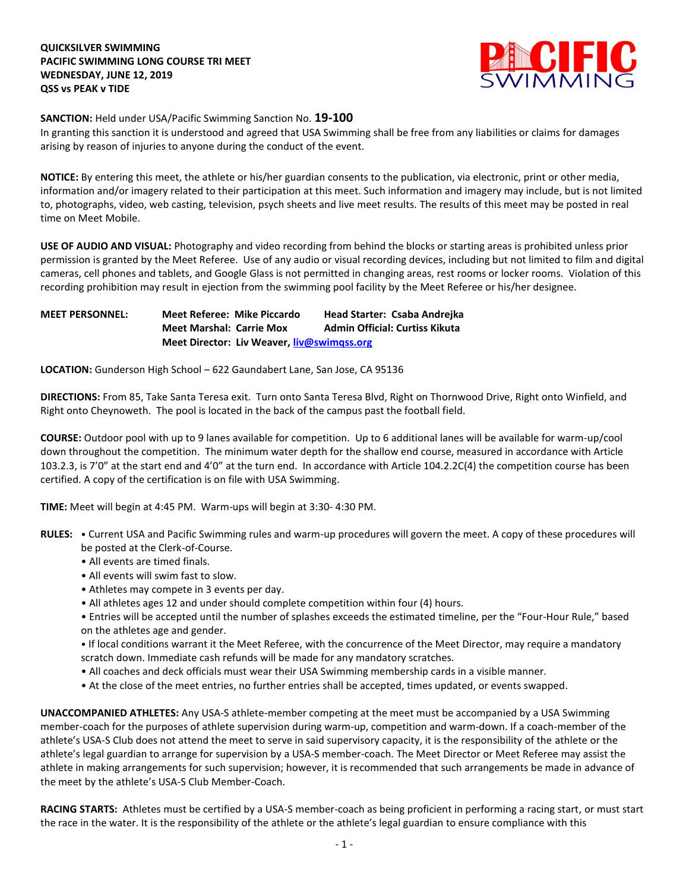**QUICKSILVER SWIMMING**
**PACIFIC SWIMMING LONG COURSE TRI MEET**
**WEDNESDAY, JUNE 12, 2019**
**QSS vs PEAK v TIDE**

**SANCTION:** Held under USA/Pacific Swimming Sanction No. **19-100**
In granting this sanction it is understood and agreed that USA Swimming shall be free from any liabilities or claims for damages arising by reason of injuries to anyone during the conduct of the event.

**NOTICE:** By entering this meet, the athlete or his/her guardian consents to the publication, via electronic, print or other media, information and/or imagery related to their participation at this meet. Such information and imagery may include, but is not limited to, photographs, video, web casting, television, psych sheets and live meet results. The results of this meet may be posted in real time on Meet Mobile.

**USE OF AUDIO AND VISUAL:** Photography and video recording from behind the blocks or starting areas is prohibited unless prior permission is granted by the Meet Referee. Use of any audio or visual recording devices, including but not limited to film and digital cameras, cell phones and tablets, and Google Glass is not permitted in changing areas, rest rooms or locker rooms. Violation of this recording prohibition may result in ejection from the swimming pool facility by the Meet Referee or his/her designee.

**MEET PERSONNEL:**
**Meet Referee: Mike Piccardo** — **Head Starter: Csaba Andrejka**
**Meet Marshal: Carrie Mox** — **Admin Official: Curtiss Kikuta**
**Meet Director: Liv Weaver, liv@swimqss.org**

**LOCATION:** Gunderson High School – 622 Gaundabert Lane, San Jose, CA 95136

**DIRECTIONS:** From 85, Take Santa Teresa exit. Turn onto Santa Teresa Blvd, Right on Thornwood Drive, Right onto Winfield, and Right onto Cheynoweth. The pool is located in the back of the campus past the football field.

**COURSE:** Outdoor pool with up to 9 lanes available for competition. Up to 6 additional lanes will be available for warm-up/cool down throughout the competition. The minimum water depth for the shallow end course, measured in accordance with Article 103.2.3, is 7'0" at the start end and 4'0" at the turn end. In accordance with Article 104.2.2C(4) the competition course has been certified. A copy of the certification is on file with USA Swimming.

**TIME:** Meet will begin at 4:45 PM. Warm-ups will begin at 3:30- 4:30 PM.

**RULES:**
- Current USA and Pacific Swimming rules and warm-up procedures will govern the meet. A copy of these procedures will be posted at the Clerk-of-Course.
- All events are timed finals.
- All events will swim fast to slow.
- Athletes may compete in 3 events per day.
- All athletes ages 12 and under should complete competition within four (4) hours.
- Entries will be accepted until the number of splashes exceeds the estimated timeline, per the "Four-Hour Rule," based on the athletes age and gender.
- If local conditions warrant it the Meet Referee, with the concurrence of the Meet Director, may require a mandatory scratch down. Immediate cash refunds will be made for any mandatory scratches.
- All coaches and deck officials must wear their USA Swimming membership cards in a visible manner.
- At the close of the meet entries, no further entries shall be accepted, times updated, or events swapped.

**UNACCOMPANIED ATHLETES:** Any USA-S athlete-member competing at the meet must be accompanied by a USA Swimming member-coach for the purposes of athlete supervision during warm-up, competition and warm-down. If a coach-member of the athlete's USA-S Club does not attend the meet to serve in said supervisory capacity, it is the responsibility of the athlete or the athlete's legal guardian to arrange for supervision by a USA-S member-coach. The Meet Director or Meet Referee may assist the athlete in making arrangements for such supervision; however, it is recommended that such arrangements be made in advance of the meet by the athlete's USA-S Club Member-Coach.

**RACING STARTS:** Athletes must be certified by a USA-S member-coach as being proficient in performing a racing start, or must start the race in the water. It is the responsibility of the athlete or the athlete's legal guardian to ensure compliance with this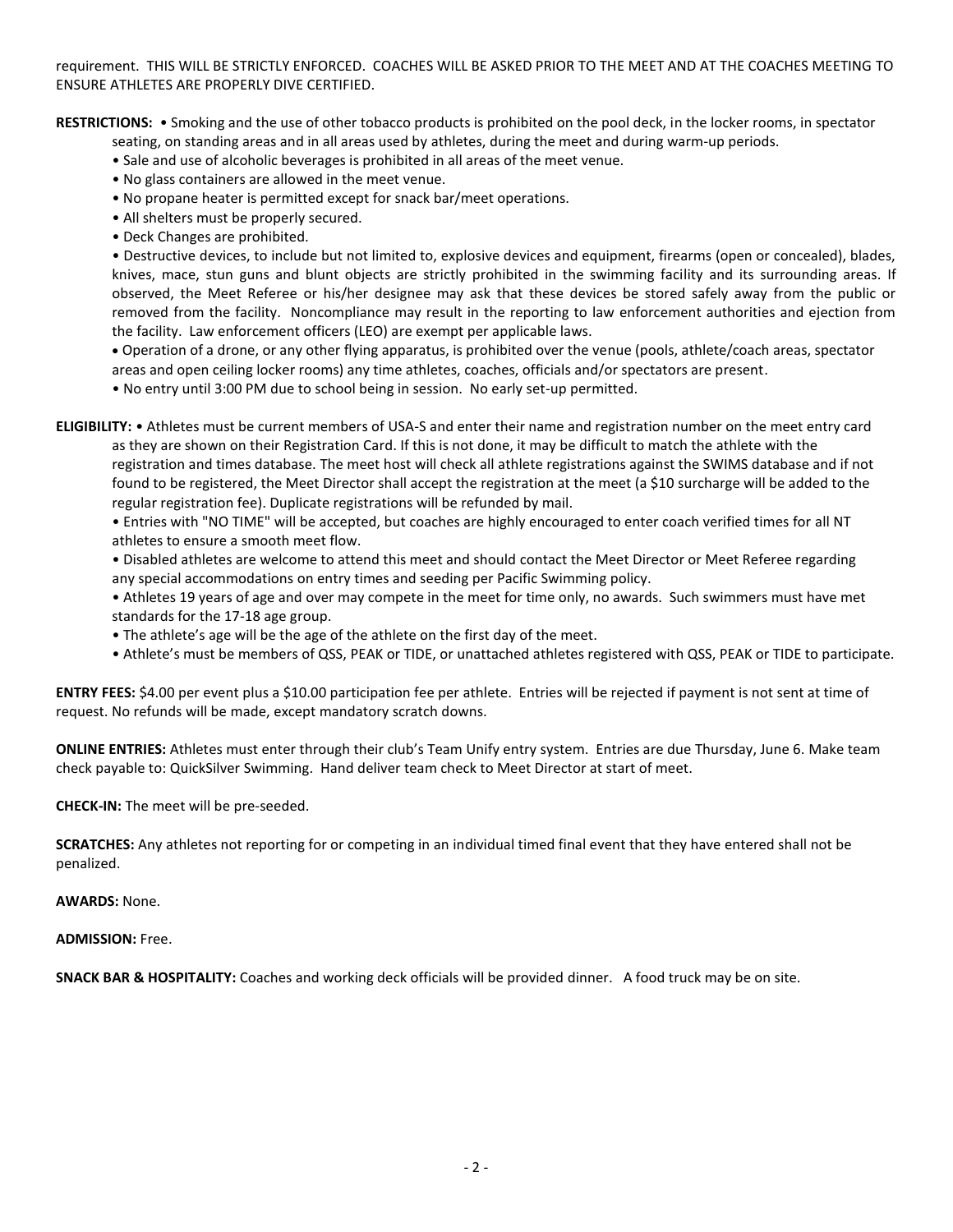requirement. THIS WILL BE STRICTLY ENFORCED. COACHES WILL BE ASKED PRIOR TO THE MEET AND AT THE COACHES MEETING TO ENSURE ATHLETES ARE PROPERLY DIVE CERTIFIED.

**RESTRICTIONS:** • Smoking and the use of other tobacco products is prohibited on the pool deck, in the locker rooms, in spectator seating, on standing areas and in all areas used by athletes, during the meet and during warm-up periods.

• Sale and use of alcoholic beverages is prohibited in all areas of the meet venue.

• No glass containers are allowed in the meet venue.

• No propane heater is permitted except for snack bar/meet operations.

• All shelters must be properly secured.

• Deck Changes are prohibited.

• Destructive devices, to include but not limited to, explosive devices and equipment, firearms (open or concealed), blades, knives, mace, stun guns and blunt objects are strictly prohibited in the swimming facility and its surrounding areas. If observed, the Meet Referee or his/her designee may ask that these devices be stored safely away from the public or removed from the facility. Noncompliance may result in the reporting to law enforcement authorities and ejection from the facility. Law enforcement officers (LEO) are exempt per applicable laws.

• Operation of a drone, or any other flying apparatus, is prohibited over the venue (pools, athlete/coach areas, spectator areas and open ceiling locker rooms) any time athletes, coaches, officials and/or spectators are present.

• No entry until 3:00 PM due to school being in session. No early set-up permitted.

**ELIGIBILITY:** • Athletes must be current members of USA-S and enter their name and registration number on the meet entry card as they are shown on their Registration Card. If this is not done, it may be difficult to match the athlete with the registration and times database. The meet host will check all athlete registrations against the SWIMS database and if not found to be registered, the Meet Director shall accept the registration at the meet (a $10 surcharge will be added to the regular registration fee). Duplicate registrations will be refunded by mail.

• Entries with "NO TIME" will be accepted, but coaches are highly encouraged to enter coach verified times for all NT athletes to ensure a smooth meet flow.

• Disabled athletes are welcome to attend this meet and should contact the Meet Director or Meet Referee regarding any special accommodations on entry times and seeding per Pacific Swimming policy.

• Athletes 19 years of age and over may compete in the meet for time only, no awards. Such swimmers must have met standards for the 17-18 age group.

• The athlete's age will be the age of the athlete on the first day of the meet.

• Athlete's must be members of QSS, PEAK or TIDE, or unattached athletes registered with QSS, PEAK or TIDE to participate.

**ENTRY FEES:** $4.00 per event plus a $10.00 participation fee per athlete. Entries will be rejected if payment is not sent at time of request. No refunds will be made, except mandatory scratch downs.

**ONLINE ENTRIES:** Athletes must enter through their club's Team Unify entry system. Entries are due Thursday, June 6. Make team check payable to: QuickSilver Swimming. Hand deliver team check to Meet Director at start of meet.

**CHECK-IN:** The meet will be pre-seeded.

**SCRATCHES:** Any athletes not reporting for or competing in an individual timed final event that they have entered shall not be penalized.

**AWARDS:** None.

**ADMISSION:** Free.

**SNACK BAR & HOSPITALITY:** Coaches and working deck officials will be provided dinner. A food truck may be on site.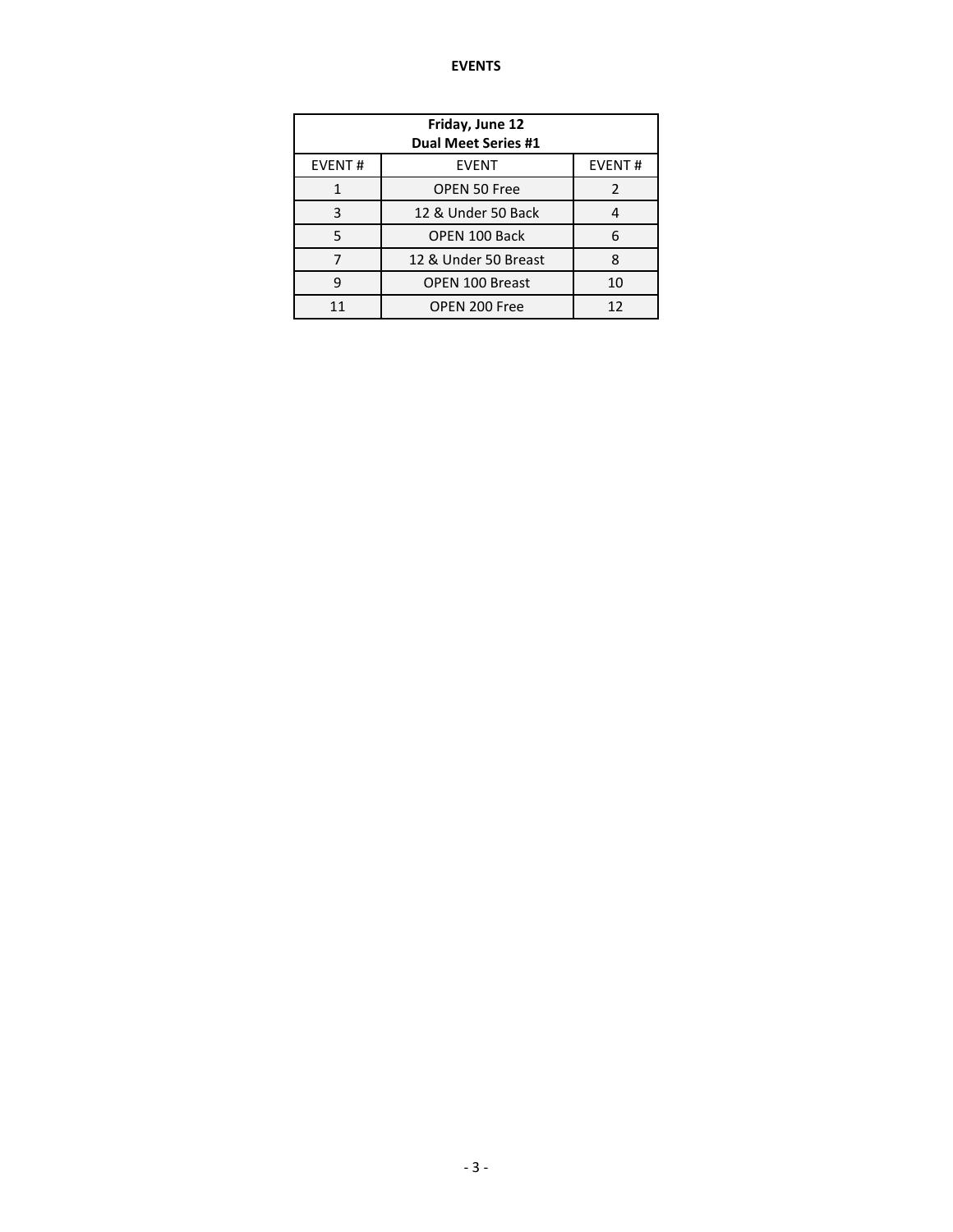**EVENTS**

| Friday, June 12<br>Dual Meet Series #1 | | |
|---|---|---|
| EVENT # | EVENT | EVENT # |
| 1 | OPEN 50 Free | 2 |
| 3 | 12 & Under 50 Back | 4 |
| 5 | OPEN 100 Back | 6 |
| 7 | 12 & Under 50 Breast | 8 |
| 9 | OPEN 100 Breast | 10 |
| 11 | OPEN 200 Free | 12 |